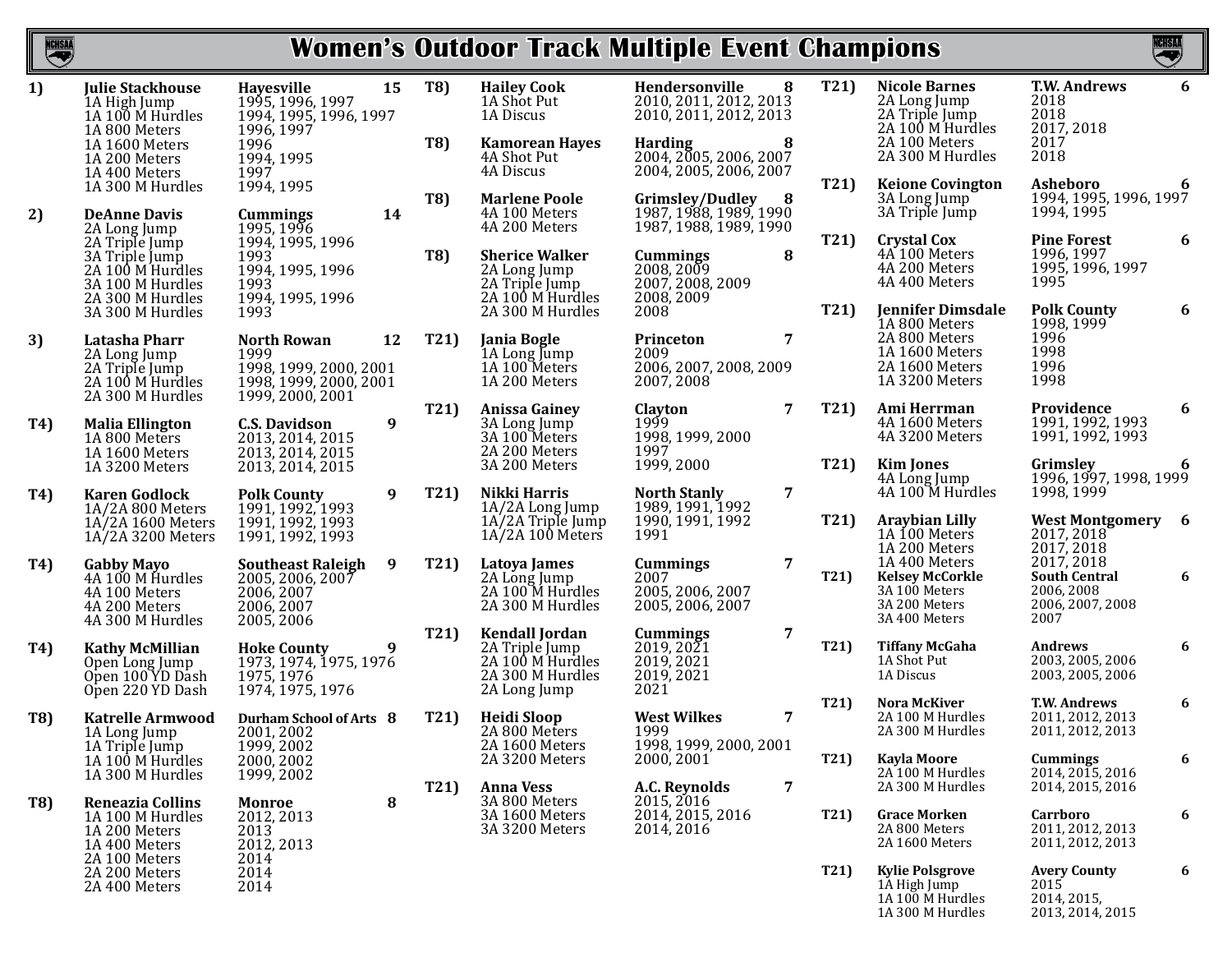# Women's Outdoor Track Multiple Event Champions

**1) Julie Stackhouse** — **Hayesville** — **15**
- 1A High Jump — 1995, 1996, 1997
- 1A 100 M Hurdles — 1994, 1995, 1996, 1997
- 1A 800 Meters — 1996, 1997
- 1A 1600 Meters — 1996
- 1A 200 Meters — 1994, 1995
- 1A 400 Meters — 1997
- 1A 300 M Hurdles — 1994, 1995

**2) DeAnne Davis** — **Cummings** — **14**
- 2A Long Jump — 1995, 1996
- 2A Triple Jump — 1994, 1995, 1996
- 3A Triple Jump — 1993
- 2A 100 M Hurdles — 1994, 1995, 1996
- 3A 100 M Hurdles — 1993
- 2A 300 M Hurdles — 1994, 1995, 1996
- 3A 300 M Hurdles — 1993

**3) Latasha Pharr** — **North Rowan** — **12**
- 2A Long Jump — 1999
- 2A Triple Jump — 1998, 1999, 2000, 2001
- 2A 100 M Hurdles — 1998, 1999, 2000, 2001
- 2A 300 M Hurdles — 1999, 2000, 2001

**T4) Malia Ellington** — **C.S. Davidson** — **9**
- 1A 800 Meters — 2013, 2014, 2015
- 1A 1600 Meters — 2013, 2014, 2015
- 1A 3200 Meters — 2013, 2014, 2015

**T4) Karen Godlock** — **Polk County** — **9**
- 1A/2A 800 Meters — 1991, 1992, 1993
- 1A/2A 1600 Meters — 1991, 1992, 1993
- 1A/2A 3200 Meters — 1991, 1992, 1993

**T4) Gabby Mayo** — **Southeast Raleigh** — **9**
- 4A 100 M Hurdles — 2005, 2006, 2007
- 4A 100 Meters — 2006, 2007
- 4A 200 Meters — 2006, 2007
- 4A 300 M Hurdles — 2005, 2006

**T4) Kathy McMillian** — **Hoke County** — **9**
- Open Long Jump — 1973, 1974, 1975, 1976
- Open 100 YD Dash — 1975, 1976
- Open 220 YD Dash — 1974, 1975, 1976

**T8) Katrelle Armwood** — **Durham School of Arts** — **8**
- 1A Long Jump — 2001, 2002
- 1A Triple Jump — 1999, 2002
- 1A 100 M Hurdles — 2000, 2002
- 1A 300 M Hurdles — 1999, 2002

**T8) Reneazia Collins** — **Monroe** — **8**
- 1A 100 M Hurdles — 2012, 2013
- 1A 200 Meters — 2013
- 1A 400 Meters — 2012, 2013
- 2A 100 Meters — 2014
- 2A 200 Meters — 2014
- 2A 400 Meters — 2014

**T8) Hailey Cook** — **Hendersonville** — **8**
- 1A Shot Put — 2010, 2011, 2012, 2013
- 1A Discus — 2010, 2011, 2012, 2013

**T8) Kamorean Hayes** — **Harding** — **8**
- 4A Shot Put — 2004, 2005, 2006, 2007
- 4A Discus — 2004, 2005, 2006, 2007

**T8) Marlene Poole** — **Grimsley/Dudley** — **8**
- 4A 100 Meters — 1987, 1988, 1989, 1990
- 4A 200 Meters — 1987, 1988, 1989, 1990

**T8) Sherice Walker** — **Cummings** — **8**
- 2A Long Jump — 2008, 2009
- 2A Triple Jump — 2007, 2008, 2009
- 2A 100 M Hurdles — 2008, 2009
- 2A 300 M Hurdles — 2008

**T21) Jania Bogle** — **Princeton** — **7**
- 1A Long Jump — 2009
- 1A 100 Meters — 2006, 2007, 2008, 2009
- 1A 200 Meters — 2007, 2008

**T21) Anissa Gainey** — **Clayton** — **7**
- 3A Long Jump — 1999
- 3A 100 Meters — 1998, 1999, 2000
- 2A 200 Meters — 1997
- 3A 200 Meters — 1999, 2000

**T21) Nikki Harris** — **North Stanly** — **7**
- 1A/2A Long Jump — 1989, 1991, 1992
- 1A/2A Triple Jump — 1990, 1991, 1992
- 1A/2A 100 Meters — 1991

**T21) Latoya James** — **Cummings** — **7**
- 2A Long Jump — 2007
- 2A 100 M Hurdles — 2005, 2006, 2007
- 2A 300 M Hurdles — 2005, 2006, 2007

**T21) Kendall Jordan** — **Cummings** — **7**
- 2A Triple Jump — 2019, 2021
- 2A 100 M Hurdles — 2019, 2021
- 2A 300 M Hurdles — 2019, 2021
- 2A Long Jump — 2021

**T21) Heidi Sloop** — **West Wilkes** — **7**
- 2A 800 Meters — 1999
- 2A 1600 Meters — 1998, 1999, 2000, 2001
- 2A 3200 Meters — 2000, 2001

**T21) Anna Vess** — **A.C. Reynolds** — **7**
- 3A 800 Meters — 2015, 2016
- 3A 1600 Meters — 2014, 2015, 2016
- 3A 3200 Meters — 2014, 2016

**T21) Nicole Barnes** — **T.W. Andrews** — **6**
- 2A Long Jump — 2018
- 2A Triple Jump — 2018
- 2A 100 M Hurdles — 2017, 2018
- 2A 100 Meters — 2017
- 2A 300 M Hurdles — 2018

**T21) Keione Covington** — **Asheboro** — **6**
- 3A Long Jump — 1994, 1995, 1996, 1997
- 3A Triple Jump — 1994, 1995

**T21) Crystal Cox** — **Pine Forest** — **6**
- 4A 100 Meters — 1996, 1997
- 4A 200 Meters — 1995, 1996, 1997
- 4A 400 Meters — 1995

**T21) Jennifer Dimsdale** — **Polk County** — **6**
- 1A 800 Meters — 1998, 1999
- 2A 800 Meters — 1996
- 1A 1600 Meters — 1998
- 2A 1600 Meters — 1996
- 1A 3200 Meters — 1998

**T21) Ami Herrman** — **Providence** — **6**
- 4A 1600 Meters — 1991, 1992, 1993
- 4A 3200 Meters — 1991, 1992, 1993

**T21) Kim Jones** — **Grimsley** — **6**
- 4A Long Jump — 1996, 1997, 1998, 1999
- 4A 100 M Hurdles — 1998, 1999

**T21) Araybian Lilly** — **West Montgomery** — **6**
- 1A 100 Meters — 2017, 2018
- 1A 200 Meters — 2017, 2018
- 1A 400 Meters — 2017, 2018

**T21) Kelsey McCorkle** — **South Central** — **6**
- 3A 100 Meters — 2006, 2008
- 3A 200 Meters — 2006, 2007, 2008
- 3A 400 Meters — 2007

**T21) Tiffany McGaha** — **Andrews** — **6**
- 1A Shot Put — 2003, 2005, 2006
- 1A Discus — 2003, 2005, 2006

**T21) Nora McKiver** — **T.W. Andrews** — **6**
- 2A 100 M Hurdles — 2011, 2012, 2013
- 2A 300 M Hurdles — 2011, 2012, 2013

**T21) Kayla Moore** — **Cummings** — **6**
- 2A 100 M Hurdles — 2014, 2015, 2016
- 2A 300 M Hurdles — 2014, 2015, 2016

**T21) Grace Morken** — **Carrboro** — **6**
- 2A 800 Meters — 2011, 2012, 2013
- 2A 1600 Meters — 2011, 2012, 2013

**T21) Kylie Polsgrove** — **Avery County** — **6**
- 1A High Jump — 2015
- 1A 100 M Hurdles — 2014, 2015,
- 1A 300 M Hurdles — 2013, 2014, 2015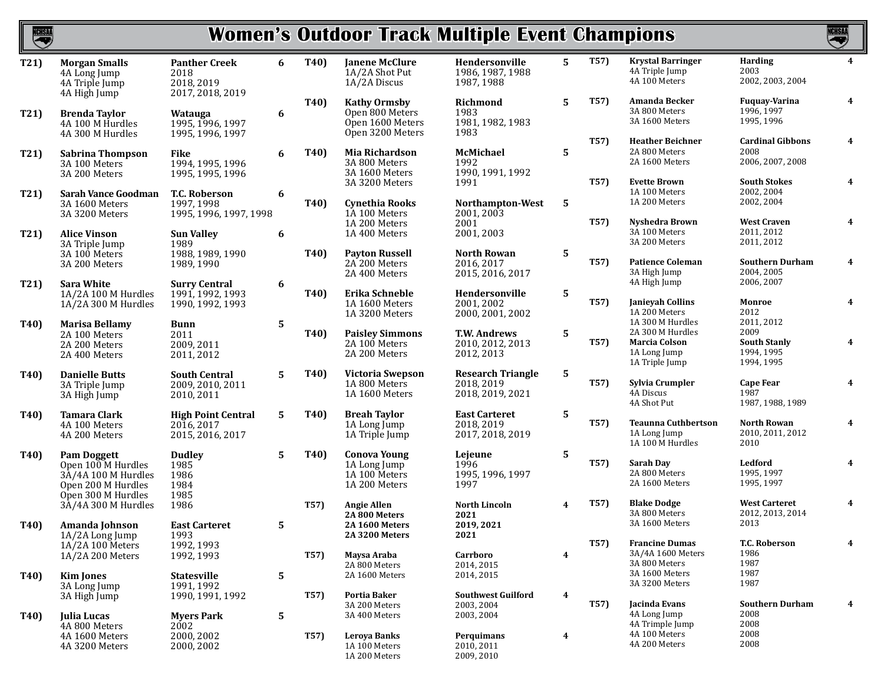# Women's Outdoor Track Multiple Event Champions

| Rank | Name / Event | School / Years | Total |
|---|---|---|---|
| T21) | **Morgan Smalls** | **Panther Creek** | **6** |
| | 4A Long Jump | 2018 | |
| | 4A Triple Jump | 2018, 2019 | |
| | 4A High Jump | 2017, 2018, 2019 | |
| T21) | **Brenda Taylor** | **Watauga** | **6** |
| | 4A 100 M Hurdles | 1995, 1996, 1997 | |
| | 4A 300 M Hurdles | 1995, 1996, 1997 | |
| T21) | **Sabrina Thompson** | **Fike** | **6** |
| | 3A 100 Meters | 1994, 1995, 1996 | |
| | 3A 200 Meters | 1995, 1995, 1996 | |
| T21) | **Sarah Vance Goodman** | **T.C. Roberson** | **6** |
| | 3A 1600 Meters | 1997, 1998 | |
| | 3A 3200 Meters | 1995, 1996, 1997, 1998 | |
| T21) | **Alice Vinson** | **Sun Valley** | **6** |
| | 3A Triple Jump | 1989 | |
| | 3A 100 Meters | 1988, 1989, 1990 | |
| | 3A 200 Meters | 1989, 1990 | |
| T21) | **Sara White** | **Surry Central** | **6** |
| | 1A/2A 100 M Hurdles | 1991, 1992, 1993 | |
| | 1A/2A 300 M Hurdles | 1990, 1992, 1993 | |
| T40) | **Marisa Bellamy** | **Bunn** | **5** |
| | 2A 100 Meters | 2011 | |
| | 2A 200 Meters | 2009, 2011 | |
| | 2A 400 Meters | 2011, 2012 | |
| T40) | **Danielle Butts** | **South Central** | **5** |
| | 3A Triple Jump | 2009, 2010, 2011 | |
| | 3A High Jump | 2010, 2011 | |
| T40) | **Tamara Clark** | **High Point Central** | **5** |
| | 4A 100 Meters | 2016, 2017 | |
| | 4A 200 Meters | 2015, 2016, 2017 | |
| T40) | **Pam Doggett** | **Dudley** | **5** |
| | Open 100 M Hurdles | 1985 | |
| | 3A/4A 100 M Hurdles | 1986 | |
| | Open 200 M Hurdles | 1984 | |
| | Open 300 M Hurdles | 1985 | |
| | 3A/4A 300 M Hurdles | 1986 | |
| T40) | **Amanda Johnson** | **East Carteret** | **5** |
| | 1A/2A Long Jump | 1993 | |
| | 1A/2A 100 Meters | 1992, 1993 | |
| | 1A/2A 200 Meters | 1992, 1993 | |
| T40) | **Kim Jones** | **Statesville** | **5** |
| | 3A Long Jump | 1991, 1992 | |
| | 3A High Jump | 1990, 1991, 1992 | |
| T40) | **Julia Lucas** | **Myers Park** | **5** |
| | 4A 800 Meters | 2002 | |
| | 4A 1600 Meters | 2000, 2002 | |
| | 4A 3200 Meters | 2000, 2002 | |
| T40) | **Janene McClure** | **Hendersonville** | **5** |
| | 1A/2A Shot Put | 1986, 1987, 1988 | |
| | 1A/2A Discus | 1987, 1988 | |
| T40) | **Kathy Ormsby** | **Richmond** | **5** |
| | Open 800 Meters | 1983 | |
| | Open 1600 Meters | 1981, 1982, 1983 | |
| | Open 3200 Meters | 1983 | |
| T40) | **Mia Richardson** | **McMichael** | **5** |
| | 3A 800 Meters | 1992 | |
| | 3A 1600 Meters | 1990, 1991, 1992 | |
| | 3A 3200 Meters | 1991 | |
| T40) | **Cynethia Rooks** | **Northampton-West** | **5** |
| | 1A 100 Meters | 2001, 2003 | |
| | 1A 200 Meters | 2001 | |
| | 1A 400 Meters | 2001, 2003 | |
| T40) | **Payton Russell** | **North Rowan** | **5** |
| | 2A 200 Meters | 2016, 2017 | |
| | 2A 400 Meters | 2015, 2016, 2017 | |
| T40) | **Erika Schneble** | **Hendersonville** | **5** |
| | 1A 1600 Meters | 2001, 2002 | |
| | 1A 3200 Meters | 2000, 2001, 2002 | |
| T40) | **Paisley Simmons** | **T.W. Andrews** | **5** |
| | 2A 100 Meters | 2010, 2012, 2013 | |
| | 2A 200 Meters | 2012, 2013 | |
| T40) | **Victoria Swepson** | **Research Triangle** | **5** |
| | 1A 800 Meters | 2018, 2019 | |
| | 1A 1600 Meters | 2018, 2019, 2021 | |
| T40) | **Breah Taylor** | **East Carteret** | **5** |
| | 1A Long Jump | 2018, 2019 | |
| | 1A Triple Jump | 2017, 2018, 2019 | |
| T40) | **Conova Young** | **Lejeune** | **5** |
| | 1A Long Jump | 1996 | |
| | 1A 100 Meters | 1995, 1996, 1997 | |
| | 1A 200 Meters | 1997 | |
| T57) | **Angie Allen** | **North Lincoln** | **4** |
| | **2A 800 Meters** | **2021** | |
| | **2A 1600 Meters** | **2019, 2021** | |
| | **2A 3200 Meters** | **2021** | |
| T57) | **Maysa Araba** | **Carrboro** | **4** |
| | 2A 800 Meters | 2014, 2015 | |
| | 2A 1600 Meters | 2014, 2015 | |
| T57) | **Portia Baker** | **Southwest Guilford** | **4** |
| | 3A 200 Meters | 2003, 2004 | |
| | 3A 400 Meters | 2003, 2004 | |
| T57) | **Leroya Banks** | **Perquimans** | **4** |
| | 1A 100 Meters | 2010, 2011 | |
| | 1A 200 Meters | 2009, 2010 | |
| T57) | **Krystal Barringer** | **Harding** | **4** |
| | 4A Triple Jump | 2003 | |
| | 4A 100 Meters | 2002, 2003, 2004 | |
| T57) | **Amanda Becker** | **Fuquay-Varina** | **4** |
| | 3A 800 Meters | 1996, 1997 | |
| | 3A 1600 Meters | 1995, 1996 | |
| T57) | **Heather Beichner** | **Cardinal Gibbons** | **4** |
| | 2A 800 Meters | 2008 | |
| | 2A 1600 Meters | 2006, 2007, 2008 | |
| T57) | **Evette Brown** | **South Stokes** | **4** |
| | 1A 100 Meters | 2002, 2004 | |
| | 1A 200 Meters | 2002, 2004 | |
| T57) | **Nyshedra Brown** | **West Craven** | **4** |
| | 3A 100 Meters | 2011, 2012 | |
| | 3A 200 Meters | 2011, 2012 | |
| T57) | **Patience Coleman** | **Southern Durham** | **4** |
| | 3A High Jump | 2004, 2005 | |
| | 4A High Jump | 2006, 2007 | |
| T57) | **Janieyah Collins** | **Monroe** | **4** |
| | 1A 200 Meters | 2012 | |
| | 1A 300 M Hurdles | 2011, 2012 | |
| | 2A 300 M Hurdles | 2009 | |
| T57) | **Marcia Colson** | **South Stanly** | **4** |
| | 1A Long Jump | 1994, 1995 | |
| | 1A Triple Jump | 1994, 1995 | |
| T57) | **Sylvia Crumpler** | **Cape Fear** | **4** |
| | 4A Discus | 1987 | |
| | 4A Shot Put | 1987, 1988, 1989 | |
| T57) | **Teaunna Cuthbertson** | **North Rowan** | **4** |
| | 1A Long Jump | 2010, 2011, 2012 | |
| | 1A 100 M Hurdles | 2010 | |
| T57) | **Sarah Day** | **Ledford** | **4** |
| | 2A 800 Meters | 1995, 1997 | |
| | 2A 1600 Meters | 1995, 1997 | |
| T57) | **Blake Dodge** | **West Carteret** | **4** |
| | 3A 800 Meters | 2012, 2013, 2014 | |
| | 3A 1600 Meters | 2013 | |
| T57) | **Francine Dumas** | **T.C. Roberson** | **4** |
| | 3A/4A 1600 Meters | 1986 | |
| | 3A 800 Meters | 1987 | |
| | 3A 1600 Meters | 1987 | |
| | 3A 3200 Meters | 1987 | |
| T57) | **Jacinda Evans** | **Southern Durham** | **4** |
| | 4A Long Jump | 2008 | |
| | 4A Trimple Jump | 2008 | |
| | 4A 100 Meters | 2008 | |
| | 4A 200 Meters | 2008 | |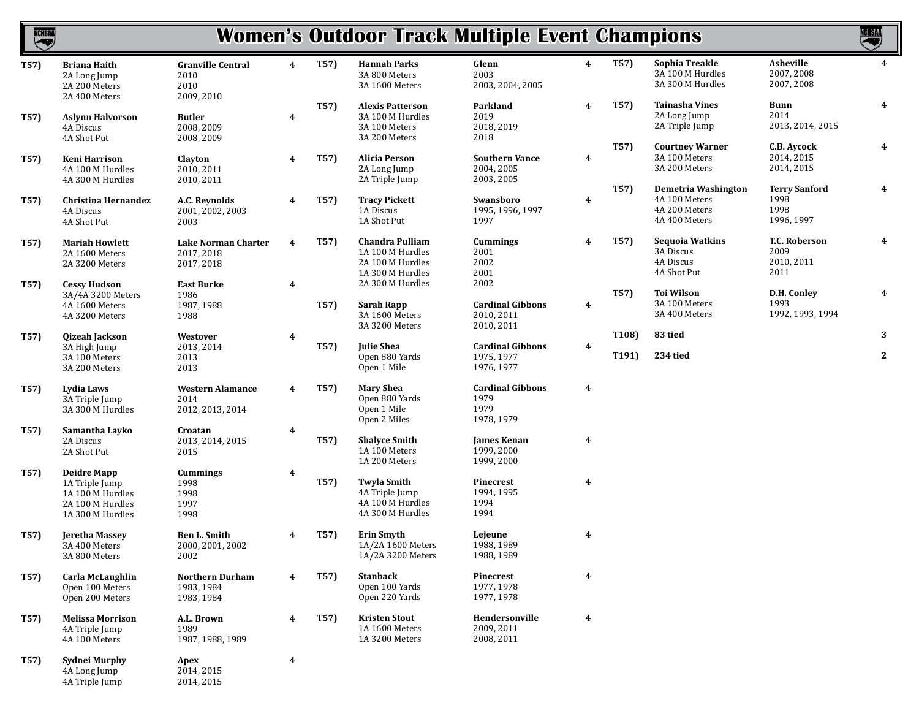# Women's Outdoor Track Multiple Event Champions

| Rank | Name / Event | School / Years | Titles |
|---|---|---|---|
| T57) | **Briana Haith** | **Granville Central** | **4** |
| | 2A Long Jump | 2010 | |
| | 2A 200 Meters | 2010 | |
| | 2A 400 Meters | 2009, 2010 | |
| T57) | **Aslynn Halvorson** | **Butler** | **4** |
| | 4A Discus | 2008, 2009 | |
| | 4A Shot Put | 2008, 2009 | |
| T57) | **Keni Harrison** | **Clayton** | **4** |
| | 4A 100 M Hurdles | 2010, 2011 | |
| | 4A 300 M Hurdles | 2010, 2011 | |
| T57) | **Christina Hernandez** | **A.C. Reynolds** | **4** |
| | 4A Discus | 2001, 2002, 2003 | |
| | 4A Shot Put | 2003 | |
| T57) | **Mariah Howlett** | **Lake Norman Charter** | **4** |
| | 2A 1600 Meters | 2017, 2018 | |
| | 2A 3200 Meters | 2017, 2018 | |
| T57) | **Cessy Hudson** | **East Burke** | **4** |
| | 3A/4A 3200 Meters | 1986 | |
| | 4A 1600 Meters | 1987, 1988 | |
| | 4A 3200 Meters | 1988 | |
| T57) | **Qizeah Jackson** | **Westover** | **4** |
| | 3A High Jump | 2013, 2014 | |
| | 3A 100 Meters | 2013 | |
| | 3A 200 Meters | 2013 | |
| T57) | **Lydia Laws** | **Western Alamance** | **4** |
| | 3A Triple Jump | 2014 | |
| | 3A 300 M Hurdles | 2012, 2013, 2014 | |
| T57) | **Samantha Layko** | **Croatan** | **4** |
| | 2A Discus | 2013, 2014, 2015 | |
| | 2A Shot Put | 2015 | |
| T57) | **Deidre Mapp** | **Cummings** | **4** |
| | 1A Triple Jump | 1998 | |
| | 1A 100 M Hurdles | 1998 | |
| | 2A 100 M Hurdles | 1997 | |
| | 1A 300 M Hurdles | 1998 | |
| T57) | **Jeretha Massey** | **Ben L. Smith** | **4** |
| | 3A 400 Meters | 2000, 2001, 2002 | |
| | 3A 800 Meters | 2002 | |
| T57) | **Carla McLaughlin** | **Northern Durham** | **4** |
| | Open 100 Meters | 1983, 1984 | |
| | Open 200 Meters | 1983, 1984 | |
| T57) | **Melissa Morrison** | **A.L. Brown** | **4** |
| | 4A Triple Jump | 1989 | |
| | 4A 100 Meters | 1987, 1988, 1989 | |
| T57) | **Sydnei Murphy** | **Apex** | **4** |
| | 4A Long Jump | 2014, 2015 | |
| | 4A Triple Jump | 2014, 2015 | |
| T57) | **Hannah Parks** | **Glenn** | **4** |
| | 3A 800 Meters | 2003 | |
| | 3A 1600 Meters | 2003, 2004, 2005 | |
| T57) | **Alexis Patterson** | **Parkland** | **4** |
| | 3A 100 M Hurdles | 2019 | |
| | 3A 100 Meters | 2018, 2019 | |
| | 3A 200 Meters | 2018 | |
| T57) | **Alicia Person** | **Southern Vance** | **4** |
| | 2A Long Jump | 2004, 2005 | |
| | 2A Triple Jump | 2003, 2005 | |
| T57) | **Tracy Pickett** | **Swansboro** | **4** |
| | 1A Discus | 1995, 1996, 1997 | |
| | 1A Shot Put | 1997 | |
| T57) | **Chandra Pulliam** | **Cummings** | **4** |
| | 1A 100 M Hurdles | 2001 | |
| | 2A 100 M Hurdles | 2002 | |
| | 1A 300 M Hurdles | 2001 | |
| | 2A 300 M Hurdles | 2002 | |
| T57) | **Sarah Rapp** | **Cardinal Gibbons** | **4** |
| | 3A 1600 Meters | 2010, 2011 | |
| | 3A 3200 Meters | 2010, 2011 | |
| T57) | **Julie Shea** | **Cardinal Gibbons** | **4** |
| | Open 880 Yards | 1975, 1977 | |
| | Open 1 Mile | 1976, 1977 | |
| T57) | **Mary Shea** | **Cardinal Gibbons** | **4** |
| | Open 880 Yards | 1979 | |
| | Open 1 Mile | 1979 | |
| | Open 2 Miles | 1978, 1979 | |
| T57) | **Shalyce Smith** | **James Kenan** | **4** |
| | 1A 100 Meters | 1999, 2000 | |
| | 1A 200 Meters | 1999, 2000 | |
| T57) | **Twyla Smith** | **Pinecrest** | **4** |
| | 4A Triple Jump | 1994, 1995 | |
| | 4A 100 M Hurdles | 1994 | |
| | 4A 300 M Hurdles | 1994 | |
| T57) | **Erin Smyth** | **Lejeune** | **4** |
| | 1A/2A 1600 Meters | 1988, 1989 | |
| | 1A/2A 3200 Meters | 1988, 1989 | |
| T57) | **Stanback** | **Pinecrest** | **4** |
| | Open 100 Yards | 1977, 1978 | |
| | Open 220 Yards | 1977, 1978 | |
| T57) | **Kristen Stout** | **Hendersonville** | **4** |
| | 1A 1600 Meters | 2009, 2011 | |
| | 1A 3200 Meters | 2008, 2011 | |
| T57) | **Sophia Treakle** | **Asheville** | **4** |
| | 3A 100 M Hurdles | 2007, 2008 | |
| | 3A 300 M Hurdles | 2007, 2008 | |
| T57) | **Tainasha Vines** | **Bunn** | **4** |
| | 2A Long Jump | 2014 | |
| | 2A Triple Jump | 2013, 2014, 2015 | |
| T57) | **Courtney Warner** | **C.B. Aycock** | **4** |
| | 3A 100 Meters | 2014, 2015 | |
| | 3A 200 Meters | 2014, 2015 | |
| T57) | **Demetria Washington** | **Terry Sanford** | **4** |
| | 4A 100 Meters | 1998 | |
| | 4A 200 Meters | 1998 | |
| | 4A 400 Meters | 1996, 1997 | |
| T57) | **Sequoia Watkins** | **T.C. Roberson** | **4** |
| | 3A Discus | 2009 | |
| | 4A Discus | 2010, 2011 | |
| | 4A Shot Put | 2011 | |
| T57) | **Toi Wilson** | **D.H. Conley** | **4** |
| | 3A 100 Meters | 1993 | |
| | 3A 400 Meters | 1992, 1993, 1994 | |
| T108) | **83 tied** | | **3** |
| T191) | **234 tied** | | **2** |